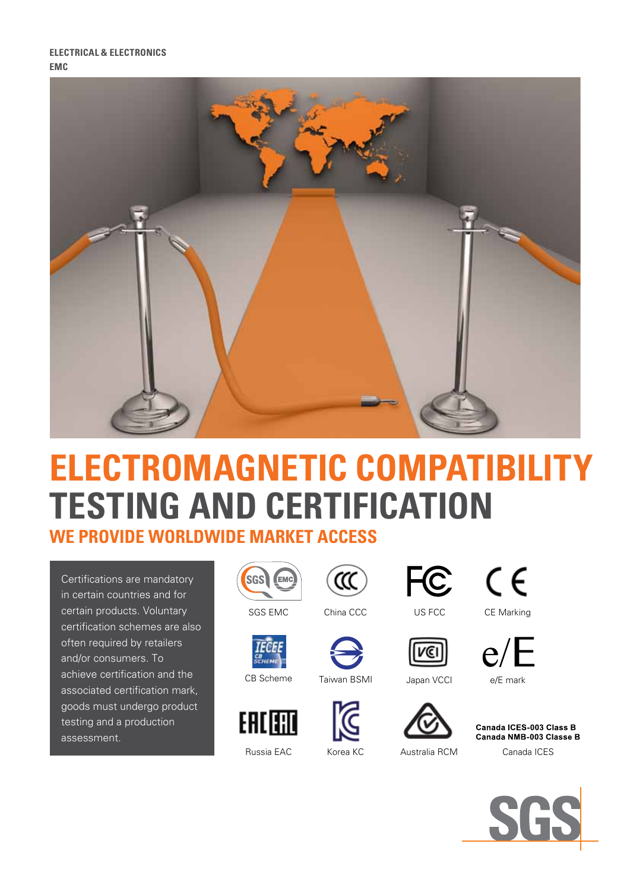ELECTRICAL & ELECTRONICS
EMC

# ELECTROMAGNETIC COMPATIBILITY TESTING AND CERTIFICATION

## WE PROVIDE WORLDWIDE MARKET ACCESS

Certifications are mandatory in certain countries and for certain products. Voluntary certification schemes are also often required by retailers and/or consumers. To achieve certification and the associated certification mark, goods must undergo product testing and a production assessment.

SGS EMC

China CCC

US FCC

CE Marking

CB Scheme

Taiwan BSMI

Japan VCCI

e/E mark

Russia EAC

Korea KC

Australia RCM

**Canada ICES-003 Class B**
**Canada NMB-003 Classe B**

Canada ICES

SGS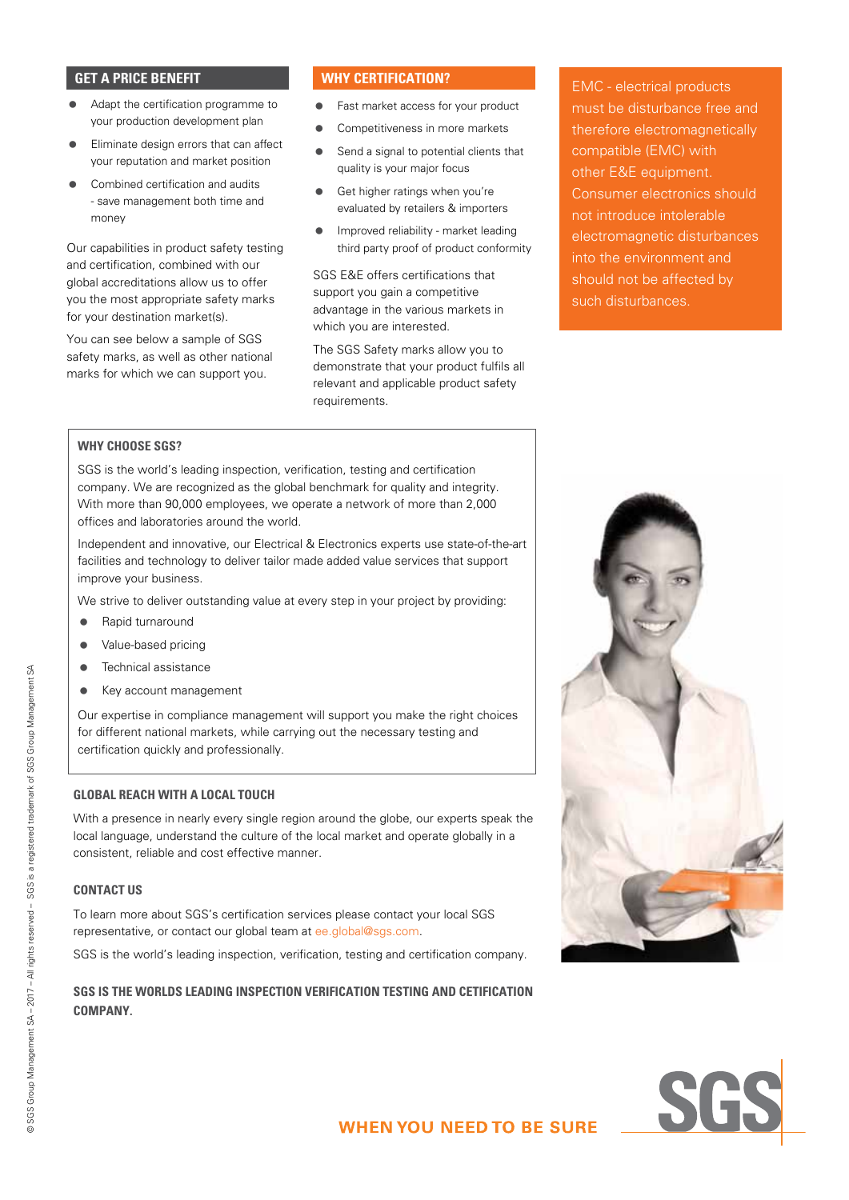## GET A PRICE BENEFIT

- Adapt the certification programme to your production development plan
- Eliminate design errors that can affect your reputation and market position
- Combined certification and audits - save management both time and money

Our capabilities in product safety testing and certification, combined with our global accreditations allow us to offer you the most appropriate safety marks for your destination market(s).

You can see below a sample of SGS safety marks, as well as other national marks for which we can support you.

## WHY CERTIFICATION?

- Fast market access for your product
- Competitiveness in more markets
- Send a signal to potential clients that quality is your major focus
- Get higher ratings when you're evaluated by retailers & importers
- Improved reliability - market leading third party proof of product conformity

SGS E&E offers certifications that support you gain a competitive advantage in the various markets in which you are interested.

The SGS Safety marks allow you to demonstrate that your product fulfils all relevant and applicable product safety requirements.

EMC - electrical products must be disturbance free and therefore electromagnetically compatible (EMC) with other E&E equipment. Consumer electronics should not introduce intolerable electromagnetic disturbances into the environment and should not be affected by such disturbances.

### WHY CHOOSE SGS?

SGS is the world's leading inspection, verification, testing and certification company. We are recognized as the global benchmark for quality and integrity. With more than 90,000 employees, we operate a network of more than 2,000 offices and laboratories around the world.

Independent and innovative, our Electrical & Electronics experts use state-of-the-art facilities and technology to deliver tailor made added value services that support improve your business.

We strive to deliver outstanding value at every step in your project by providing:

- Rapid turnaround
- Value-based pricing
- Technical assistance
- Key account management

Our expertise in compliance management will support you make the right choices for different national markets, while carrying out the necessary testing and certification quickly and professionally.

### GLOBAL REACH WITH A LOCAL TOUCH

With a presence in nearly every single region around the globe, our experts speak the local language, understand the culture of the local market and operate globally in a consistent, reliable and cost effective manner.

### CONTACT US

To learn more about SGS's certification services please contact your local SGS representative, or contact our global team at ee.global@sgs.com.

SGS is the world's leading inspection, verification, testing and certification company.

**SGS IS THE WORLDS LEADING INSPECTION VERIFICATION TESTING AND CETIFICATION COMPANY.**

© SGS Group Management SA – 2017 – All rights reserved – SGS is a registered trademark of SGS Group Management SA

WHEN YOU NEED TO BE SURE

SGS